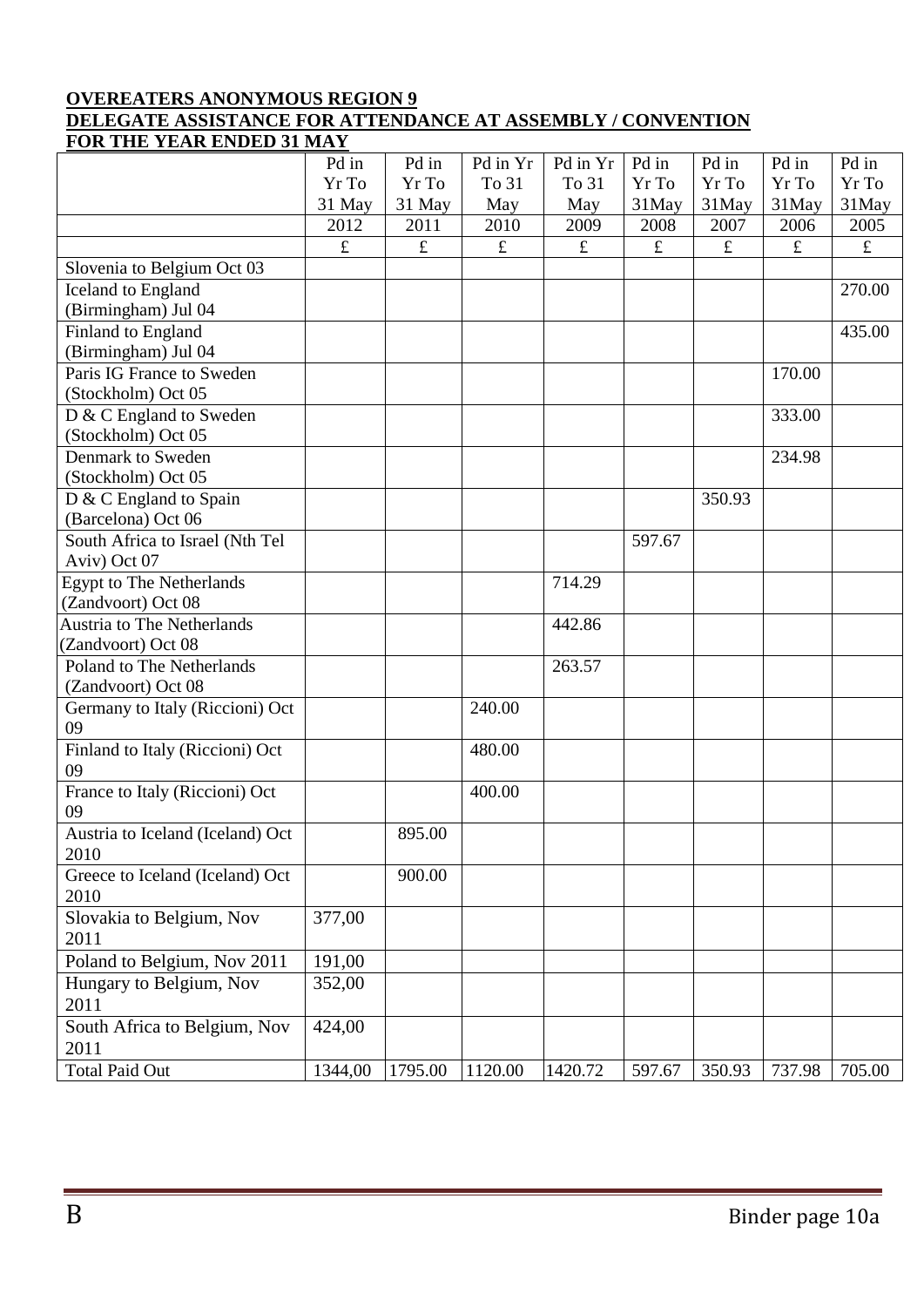**OVEREATERS ANONYMOUS REGION 9**
**DELEGATE ASSISTANCE FOR ATTENDANCE AT ASSEMBLY / CONVENTION**
**FOR THE YEAR ENDED 31 MAY**

| | Pd in Yr To 31 May | Pd in Yr To 31 May | Pd in Yr To 31 May | Pd in Yr To 31 May | Pd in Yr To 31May | Pd in Yr To 31May | Pd in Yr To 31May | Pd in Yr To 31May |
|---|---|---|---|---|---|---|---|---|
| | 2012 | 2011 | 2010 | 2009 | 2008 | 2007 | 2006 | 2005 |
| | £ | £ | £ | £ | £ | £ | £ | £ |
| Slovenia to Belgium Oct 03 | | | | | | | | |
| Iceland to England (Birmingham) Jul 04 | | | | | | | | 270.00 |
| Finland to England (Birmingham) Jul 04 | | | | | | | | 435.00 |
| Paris IG France to Sweden (Stockholm) Oct 05 | | | | | | | 170.00 | |
| D & C England to Sweden (Stockholm) Oct 05 | | | | | | | 333.00 | |
| Denmark to Sweden (Stockholm) Oct 05 | | | | | | | 234.98 | |
| D & C England to Spain (Barcelona) Oct 06 | | | | | | 350.93 | | |
| South Africa to Israel (Nth Tel Aviv) Oct 07 | | | | | 597.67 | | | |
| Egypt to The Netherlands (Zandvoort) Oct 08 | | | | 714.29 | | | | |
| Austria to The Netherlands (Zandvoort) Oct 08 | | | | 442.86 | | | | |
| Poland to The Netherlands (Zandvoort) Oct 08 | | | | 263.57 | | | | |
| Germany to Italy (Riccioni) Oct 09 | | | 240.00 | | | | | |
| Finland to Italy (Riccioni) Oct 09 | | | 480.00 | | | | | |
| France to Italy (Riccioni) Oct 09 | | | 400.00 | | | | | |
| Austria to Iceland (Iceland) Oct 2010 | | 895.00 | | | | | | |
| Greece to Iceland (Iceland) Oct 2010 | | 900.00 | | | | | | |
| Slovakia to Belgium, Nov 2011 | 377,00 | | | | | | | |
| Poland to Belgium, Nov 2011 | 191,00 | | | | | | | |
| Hungary to Belgium, Nov 2011 | 352,00 | | | | | | | |
| South Africa to Belgium, Nov 2011 | 424,00 | | | | | | | |
| Total Paid Out | 1344,00 | 1795.00 | 1120.00 | 1420.72 | 597.67 | 350.93 | 737.98 | 705.00 |

B — Binder page 10a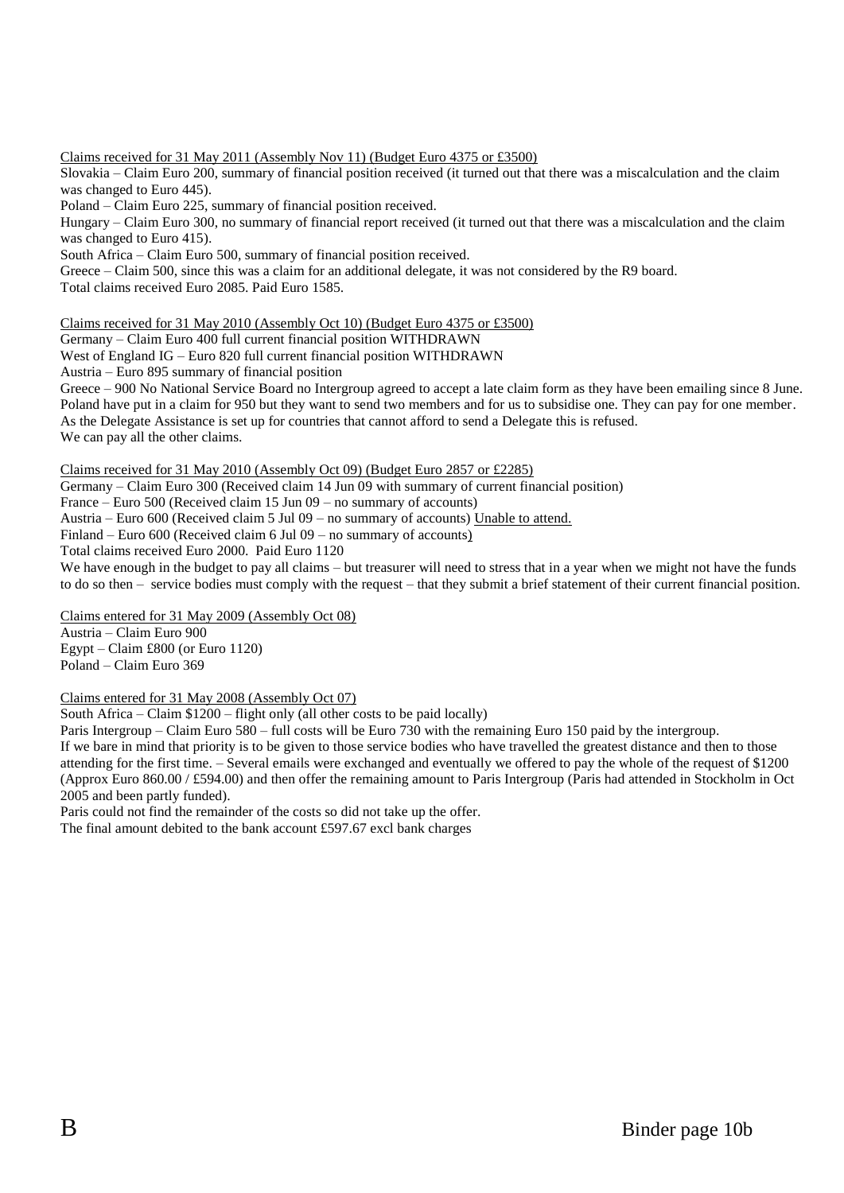<u>Claims received for 31 May 2011 (Assembly Nov 11) (Budget Euro 4375 or £3500)</u>

Slovakia – Claim Euro 200, summary of financial position received (it turned out that there was a miscalculation and the claim was changed to Euro 445).

Poland – Claim Euro 225, summary of financial position received.

Hungary – Claim Euro 300, no summary of financial report received (it turned out that there was a miscalculation and the claim was changed to Euro 415).

South Africa – Claim Euro 500, summary of financial position received.

Greece – Claim 500, since this was a claim for an additional delegate, it was not considered by the R9 board.

Total claims received Euro 2085. Paid Euro 1585.

<u>Claims received for 31 May 2010 (Assembly Oct 10) (Budget Euro 4375 or £3500)</u>

Germany – Claim Euro 400 full current financial position WITHDRAWN

West of England IG – Euro 820 full current financial position WITHDRAWN

Austria – Euro 895 summary of financial position

Greece – 900 No National Service Board no Intergroup agreed to accept a late claim form as they have been emailing since 8 June.

Poland have put in a claim for 950 but they want to send two members and for us to subsidise one. They can pay for one member. As the Delegate Assistance is set up for countries that cannot afford to send a Delegate this is refused.

We can pay all the other claims.

<u>Claims received for 31 May 2010 (Assembly Oct 09) (Budget Euro 2857 or £2285)</u>

Germany – Claim Euro 300 (Received claim 14 Jun 09 with summary of current financial position)

France – Euro 500 (Received claim 15 Jun 09 – no summary of accounts)

Austria – Euro 600 (Received claim 5 Jul 09 – no summary of accounts) <u>Unable to attend.</u>

Finland – Euro 600 (Received claim 6 Jul 09 – no summary of accounts)

Total claims received Euro 2000. Paid Euro 1120

We have enough in the budget to pay all claims – but treasurer will need to stress that in a year when we might not have the funds to do so then – service bodies must comply with the request – that they submit a brief statement of their current financial position.

<u>Claims entered for 31 May 2009 (Assembly Oct 08)</u>

Austria – Claim Euro 900

Egypt – Claim £800 (or Euro 1120)

Poland – Claim Euro 369

<u>Claims entered for 31 May 2008 (Assembly Oct 07)</u>

South Africa – Claim $1200 – flight only (all other costs to be paid locally)

Paris Intergroup – Claim Euro 580 – full costs will be Euro 730 with the remaining Euro 150 paid by the intergroup.

If we bare in mind that priority is to be given to those service bodies who have travelled the greatest distance and then to those attending for the first time. – Several emails were exchanged and eventually we offered to pay the whole of the request of $1200 (Approx Euro 860.00 / £594.00) and then offer the remaining amount to Paris Intergroup (Paris had attended in Stockholm in Oct 2005 and been partly funded).

Paris could not find the remainder of the costs so did not take up the offer.

The final amount debited to the bank account £597.67 excl bank charges

B

Binder page 10b